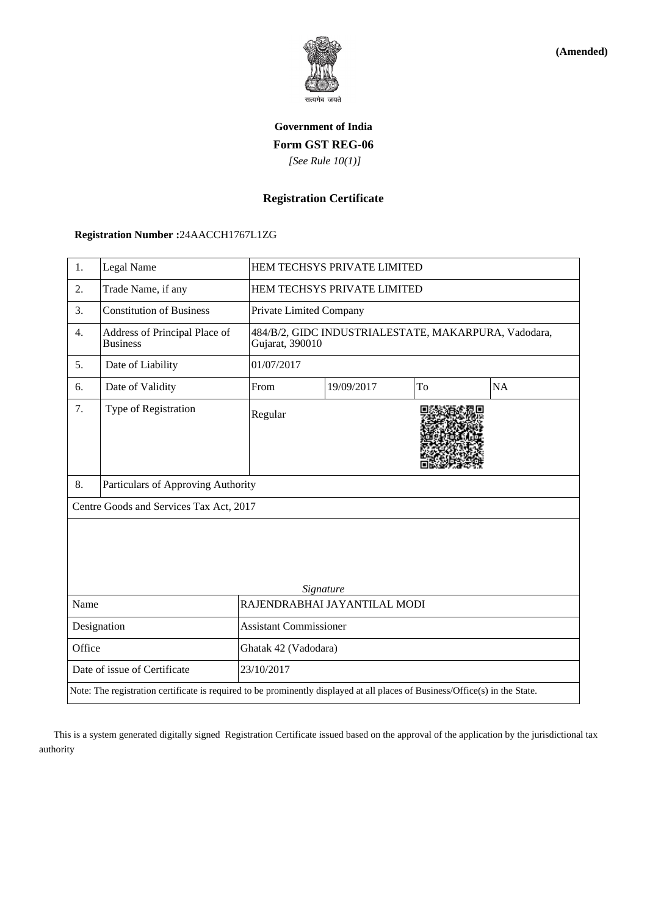**(Amended)**

सत्यमेव जयते

**Government of India**

**Form GST REG-06**

*[See Rule 10(1)]*

**Registration Certificate**

**Registration Number :**24AACCH1767L1ZG

| 1. | Legal Name | HEM TECHSYS PRIVATE LIMITED | | | |
|---|---|---|---|---|---|
| 2. | Trade Name, if any | HEM TECHSYS PRIVATE LIMITED | | | |
| 3. | Constitution of Business | Private Limited Company | | | |
| 4. | Address of Principal Place of Business | 484/B/2, GIDC INDUSTRIALESTATE, MAKARPURA, Vadodara, Gujarat, 390010 | | | |
| 5. | Date of Liability | 01/07/2017 | | | |
| 6. | Date of Validity | From | 19/09/2017 | To | NA |
| 7. | Type of Registration | Regular | | | |
| 8. | Particulars of Approving Authority | | | | |

Centre Goods and Services Tax Act, 2017

*Signature*

| Name | RAJENDRABHAI JAYANTILAL MODI |
|---|---|
| Designation | Assistant Commissioner |
| Office | Ghatak 42 (Vadodara) |
| Date of issue of Certificate | 23/10/2017 |

Note: The registration certificate is required to be prominently displayed at all places of Business/Office(s) in the State.

This is a system generated digitally signed Registration Certificate issued based on the approval of the application by the jurisdictional tax authority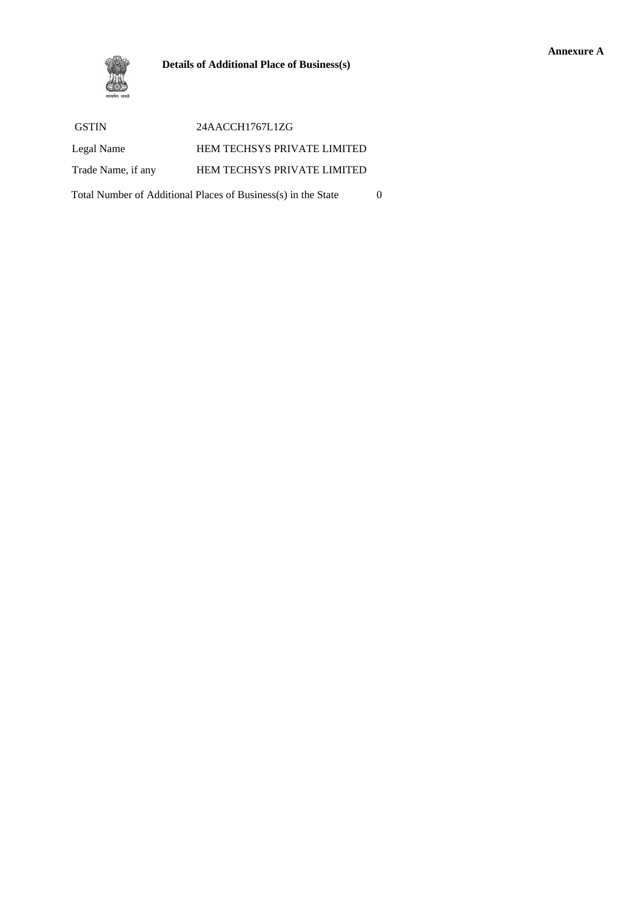**Annexure A**

## Details of Additional Place of Business(s)

| | |
|---|---|
| GSTIN | 24AACCH1767L1ZG |
| Legal Name | HEM TECHSYS PRIVATE LIMITED |
| Trade Name, if any | HEM TECHSYS PRIVATE LIMITED |

Total Number of Additional Places of Business(s) in the State 0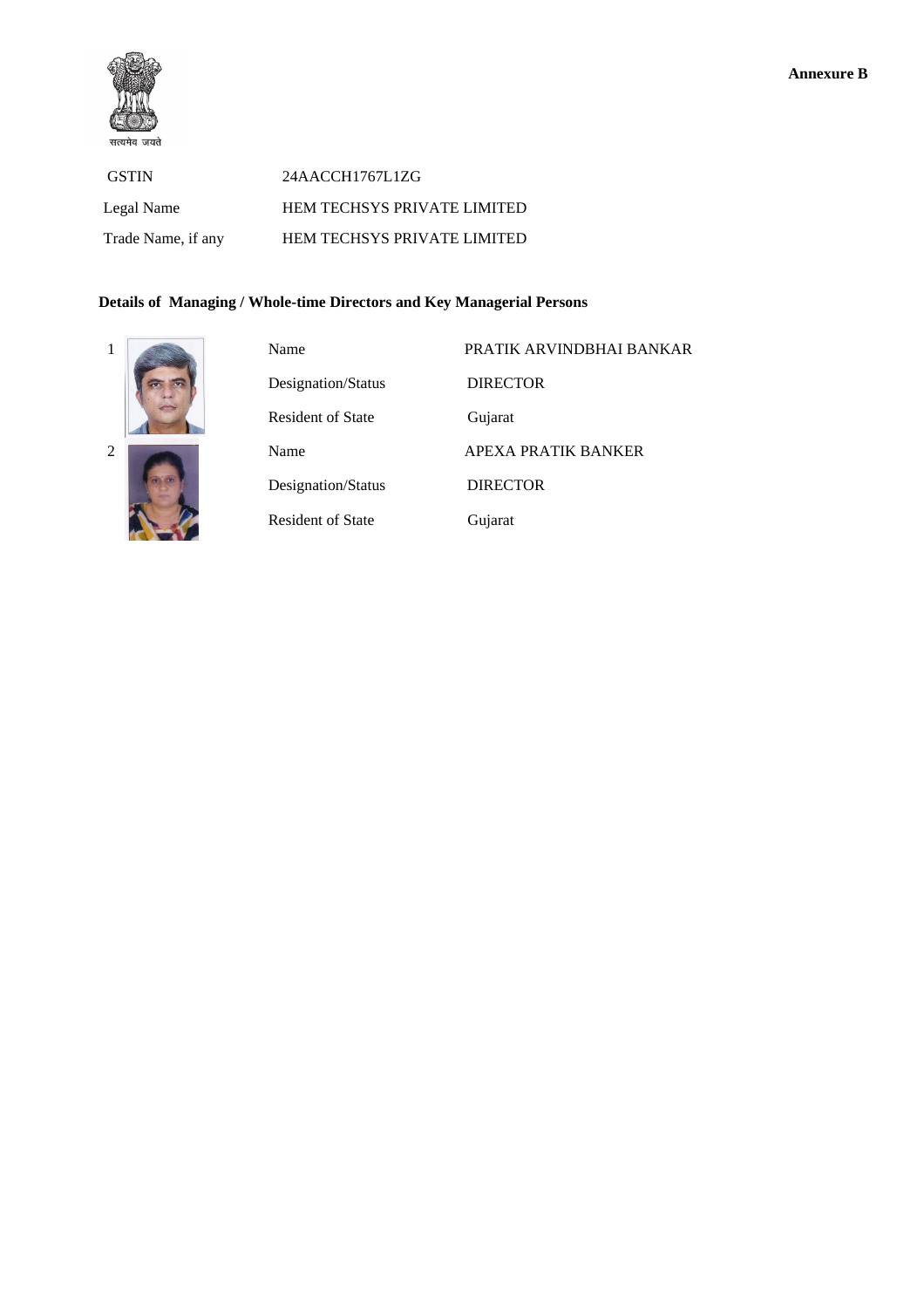**Annexure B**

| | |
|---|---|
| GSTIN | 24AACCH1767L1ZG |
| Legal Name | HEM TECHSYS PRIVATE LIMITED |
| Trade Name, if any | HEM TECHSYS PRIVATE LIMITED |

**Details of Managing / Whole-time Directors and Key Managerial Persons**

| | | |
|---|---|---|
| 1 | Name | PRATIK ARVINDBHAI BANKAR |
| | Designation/Status | DIRECTOR |
| | Resident of State | Gujarat |
| 2 | Name | APEXA PRATIK BANKER |
| | Designation/Status | DIRECTOR |
| | Resident of State | Gujarat |